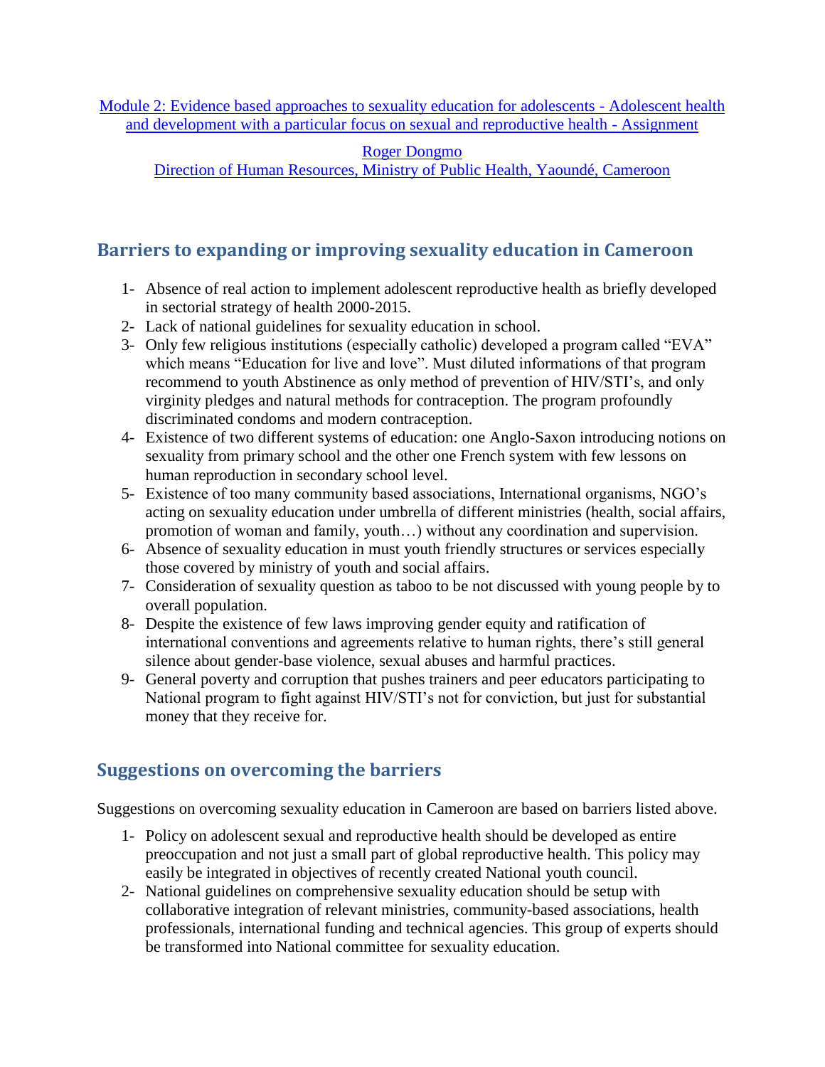[Module 2: Evidence based approaches to sexuality education for adolescents - Adolescent health and development with a particular focus on sexual and reproductive health - Assignment]

[Roger Dongmo]
[Direction of Human Resources, Ministry of Public Health, Yaoundé, Cameroon]

## Barriers to expanding or improving sexuality education in Cameroon

1- Absence of real action to implement adolescent reproductive health as briefly developed in sectorial strategy of health 2000-2015.
2- Lack of national guidelines for sexuality education in school.
3- Only few religious institutions (especially catholic) developed a program called "EVA" which means "Education for live and love". Must diluted informations of that program recommend to youth Abstinence as only method of prevention of HIV/STI's, and only virginity pledges and natural methods for contraception. The program profoundly discriminated condoms and modern contraception.
4- Existence of two different systems of education: one Anglo-Saxon introducing notions on sexuality from primary school and the other one French system with few lessons on human reproduction in secondary school level.
5- Existence of too many community based associations, International organisms, NGO's acting on sexuality education under umbrella of different ministries (health, social affairs, promotion of woman and family, youth…) without any coordination and supervision.
6- Absence of sexuality education in must youth friendly structures or services especially those covered by ministry of youth and social affairs.
7- Consideration of sexuality question as taboo to be not discussed with young people by to overall population.
8- Despite the existence of few laws improving gender equity and ratification of international conventions and agreements relative to human rights, there's still general silence about gender-base violence, sexual abuses and harmful practices.
9- General poverty and corruption that pushes trainers and peer educators participating to National program to fight against HIV/STI's not for conviction, but just for substantial money that they receive for.

## Suggestions on overcoming the barriers

Suggestions on overcoming sexuality education in Cameroon are based on barriers listed above.

1- Policy on adolescent sexual and reproductive health should be developed as entire preoccupation and not just a small part of global reproductive health. This policy may easily be integrated in objectives of recently created National youth council.
2- National guidelines on comprehensive sexuality education should be setup with collaborative integration of relevant ministries, community-based associations, health professionals, international funding and technical agencies. This group of experts should be transformed into National committee for sexuality education.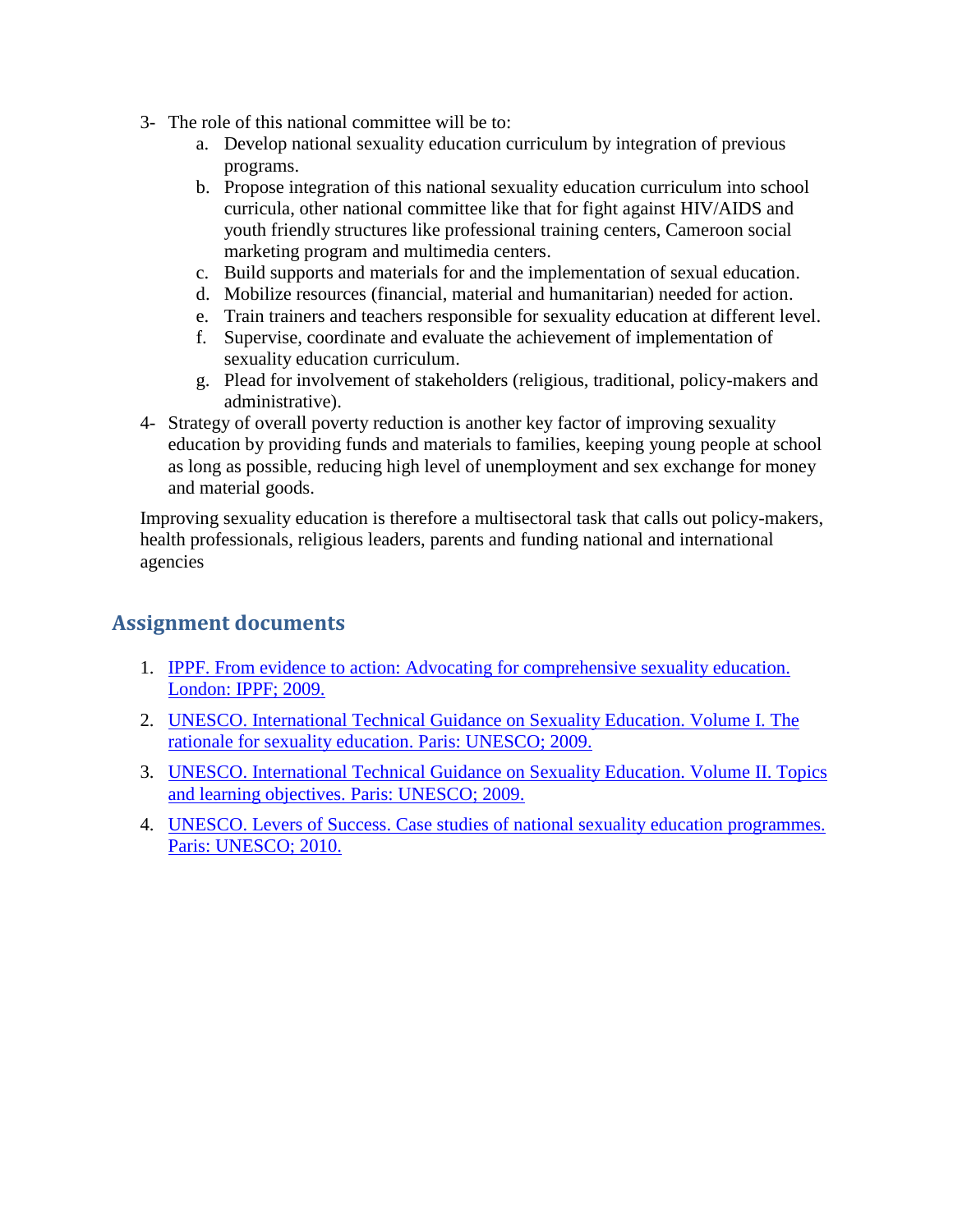3- The role of this national committee will be to:
    a. Develop national sexuality education curriculum by integration of previous programs.
    b. Propose integration of this national sexuality education curriculum into school curricula, other national committee like that for fight against HIV/AIDS and youth friendly structures like professional training centers, Cameroon social marketing program and multimedia centers.
    c. Build supports and materials for and the implementation of sexual education.
    d. Mobilize resources (financial, material and humanitarian) needed for action.
    e. Train trainers and teachers responsible for sexuality education at different level.
    f. Supervise, coordinate and evaluate the achievement of implementation of sexuality education curriculum.
    g. Plead for involvement of stakeholders (religious, traditional, policy-makers and administrative).

4- Strategy of overall poverty reduction is another key factor of improving sexuality education by providing funds and materials to families, keeping young people at school as long as possible, reducing high level of unemployment and sex exchange for money and material goods.

Improving sexuality education is therefore a multisectoral task that calls out policy-makers, health professionals, religious leaders, parents and funding national and international agencies

## Assignment documents

1. IPPF. From evidence to action: Advocating for comprehensive sexuality education. London: IPPF; 2009.
2. UNESCO. International Technical Guidance on Sexuality Education. Volume I. The rationale for sexuality education. Paris: UNESCO; 2009.
3. UNESCO. International Technical Guidance on Sexuality Education. Volume II. Topics and learning objectives. Paris: UNESCO; 2009.
4. UNESCO. Levers of Success. Case studies of national sexuality education programmes. Paris: UNESCO; 2010.